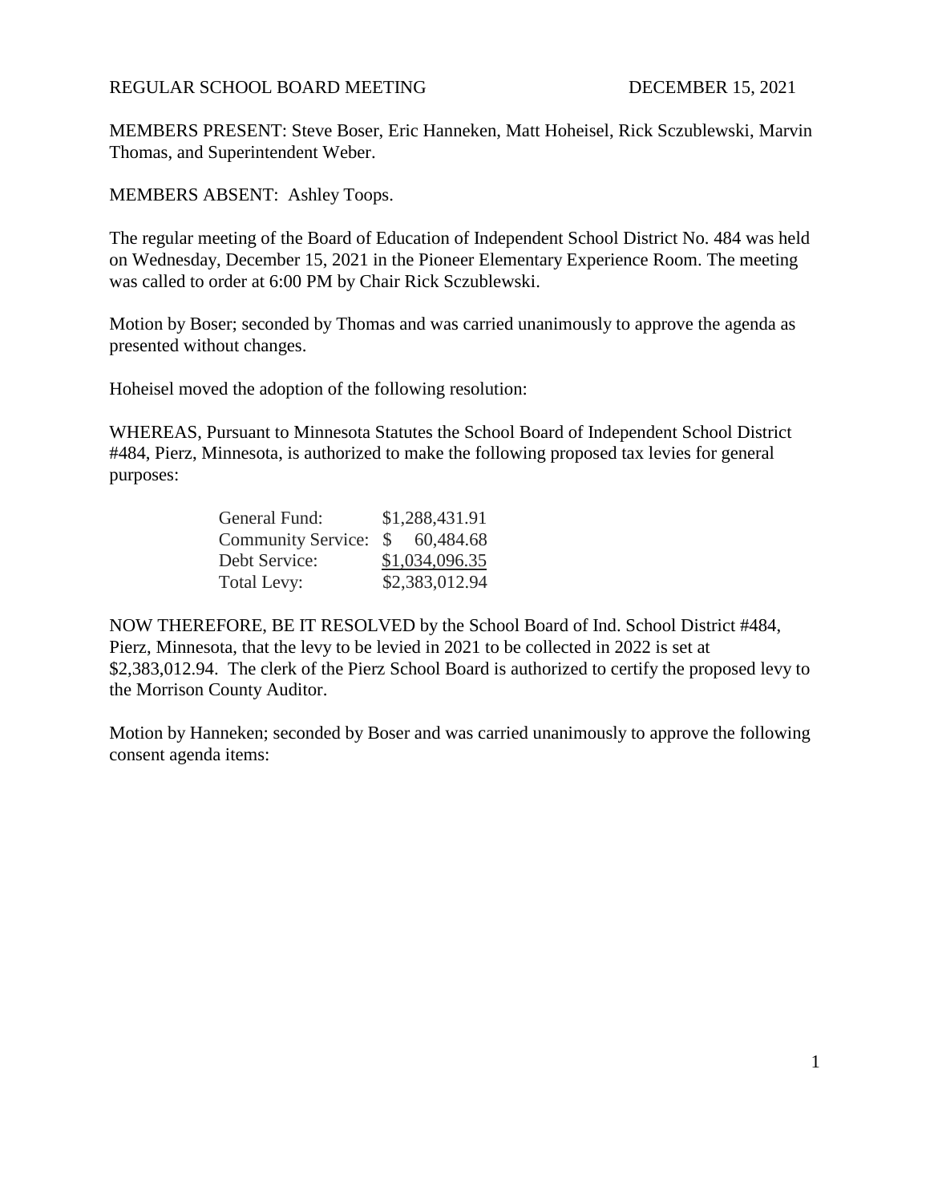REGULAR SCHOOL BOARD MEETING DECEMBER 15, 2021

MEMBERS PRESENT: Steve Boser, Eric Hanneken, Matt Hoheisel, Rick Sczublewski, Marvin Thomas, and Superintendent Weber.

MEMBERS ABSENT: Ashley Toops.

The regular meeting of the Board of Education of Independent School District No. 484 was held on Wednesday, December 15, 2021 in the Pioneer Elementary Experience Room. The meeting was called to order at 6:00 PM by Chair Rick Sczublewski.

Motion by Boser; seconded by Thomas and was carried unanimously to approve the agenda as presented without changes.

Hoheisel moved the adoption of the following resolution:

WHEREAS, Pursuant to Minnesota Statutes the School Board of Independent School District #484, Pierz, Minnesota, is authorized to make the following proposed tax levies for general purposes:

| | |
|---|---|
| General Fund: | $1,288,431.91 |
| Community Service: | $ 60,484.68 |
| Debt Service: | $1,034,096.35 |
| Total Levy: | $2,383,012.94 |

NOW THEREFORE, BE IT RESOLVED by the School Board of Ind. School District #484, Pierz, Minnesota, that the levy to be levied in 2021 to be collected in 2022 is set at $2,383,012.94. The clerk of the Pierz School Board is authorized to certify the proposed levy to the Morrison County Auditor.

Motion by Hanneken; seconded by Boser and was carried unanimously to approve the following consent agenda items: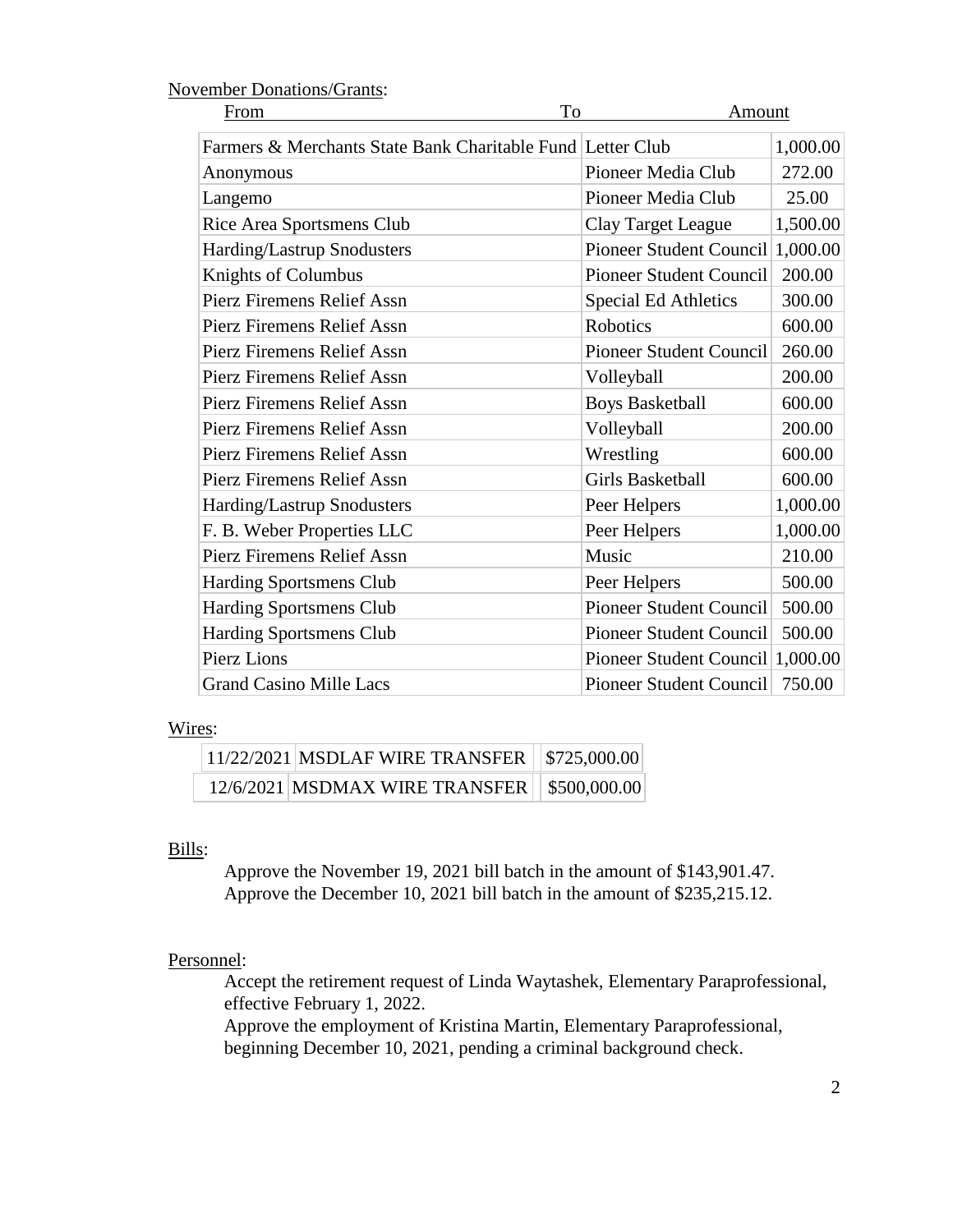November Donations/Grants:

| From | To | Amount |
|---|---|---|
| Farmers & Merchants State Bank Charitable Fund | Letter Club | 1,000.00 |
| Anonymous | Pioneer Media Club | 272.00 |
| Langemo | Pioneer Media Club | 25.00 |
| Rice Area Sportsmens Club | Clay Target League | 1,500.00 |
| Harding/Lastrup Snodusters | Pioneer Student Council | 1,000.00 |
| Knights of Columbus | Pioneer Student Council | 200.00 |
| Pierz Firemens Relief Assn | Special Ed Athletics | 300.00 |
| Pierz Firemens Relief Assn | Robotics | 600.00 |
| Pierz Firemens Relief Assn | Pioneer Student Council | 260.00 |
| Pierz Firemens Relief Assn | Volleyball | 200.00 |
| Pierz Firemens Relief Assn | Boys Basketball | 600.00 |
| Pierz Firemens Relief Assn | Volleyball | 200.00 |
| Pierz Firemens Relief Assn | Wrestling | 600.00 |
| Pierz Firemens Relief Assn | Girls Basketball | 600.00 |
| Harding/Lastrup Snodusters | Peer Helpers | 1,000.00 |
| F. B. Weber Properties LLC | Peer Helpers | 1,000.00 |
| Pierz Firemens Relief Assn | Music | 210.00 |
| Harding Sportsmens Club | Peer Helpers | 500.00 |
| Harding Sportsmens Club | Pioneer Student Council | 500.00 |
| Harding Sportsmens Club | Pioneer Student Council | 500.00 |
| Pierz Lions | Pioneer Student Council | 1,000.00 |
| Grand Casino Mille Lacs | Pioneer Student Council | 750.00 |

Wires:

| | | |
|---|---|---|
| 11/22/2021 | MSDLAF WIRE TRANSFER | $725,000.00 |
| 12/6/2021 | MSDMAX WIRE TRANSFER | $500,000.00 |

Bills:

Approve the November 19, 2021 bill batch in the amount of $143,901.47.
Approve the December 10, 2021 bill batch in the amount of $235,215.12.

Personnel:

Accept the retirement request of Linda Waytashek, Elementary Paraprofessional, effective February 1, 2022.
Approve the employment of Kristina Martin, Elementary Paraprofessional, beginning December 10, 2021, pending a criminal background check.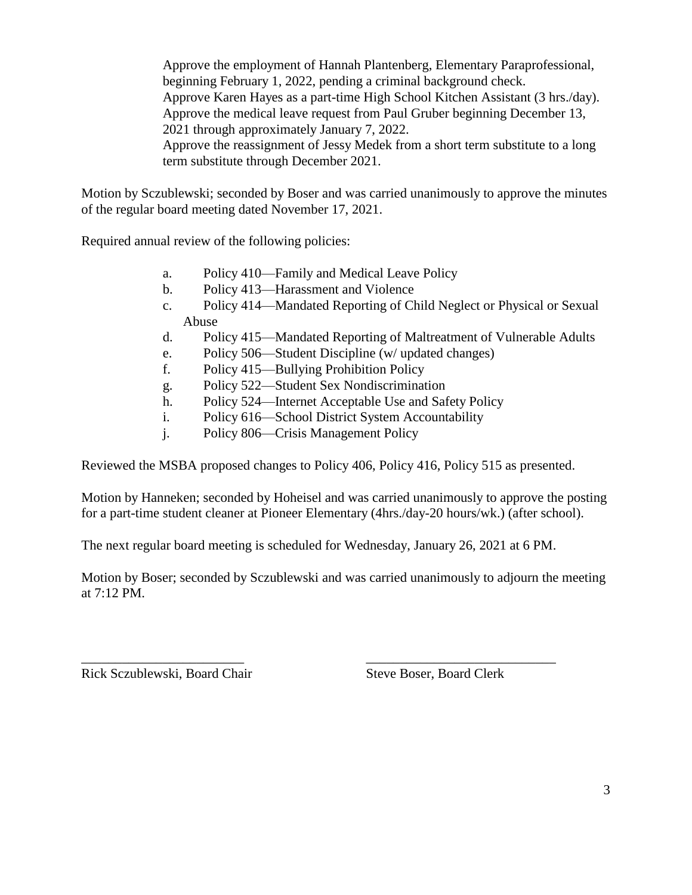Approve the employment of Hannah Plantenberg, Elementary Paraprofessional, beginning February 1, 2022, pending a criminal background check.
Approve Karen Hayes as a part-time High School Kitchen Assistant (3 hrs./day).
Approve the medical leave request from Paul Gruber beginning December 13, 2021 through approximately January 7, 2022.
Approve the reassignment of Jessy Medek from a short term substitute to a long term substitute through December 2021.

Motion by Sczublewski; seconded by Boser and was carried unanimously to approve the minutes of the regular board meeting dated November 17, 2021.

Required annual review of the following policies:

a. Policy 410—Family and Medical Leave Policy
b. Policy 413—Harassment and Violence
c. Policy 414—Mandated Reporting of Child Neglect or Physical or Sexual Abuse
d. Policy 415—Mandated Reporting of Maltreatment of Vulnerable Adults
e. Policy 506—Student Discipline (w/ updated changes)
f. Policy 415—Bullying Prohibition Policy
g. Policy 522—Student Sex Nondiscrimination
h. Policy 524—Internet Acceptable Use and Safety Policy
i. Policy 616—School District System Accountability
j. Policy 806—Crisis Management Policy

Reviewed the MSBA proposed changes to Policy 406, Policy 416, Policy 515 as presented.

Motion by Hanneken; seconded by Hoheisel and was carried unanimously to approve the posting for a part-time student cleaner at Pioneer Elementary (4hrs./day-20 hours/wk.) (after school).

The next regular board meeting is scheduled for Wednesday, January 26, 2021 at 6 PM.

Motion by Boser; seconded by Sczublewski and was carried unanimously to adjourn the meeting at 7:12 PM.

________________________ ____________________________

Rick Sczublewski, Board Chair Steve Boser, Board Clerk